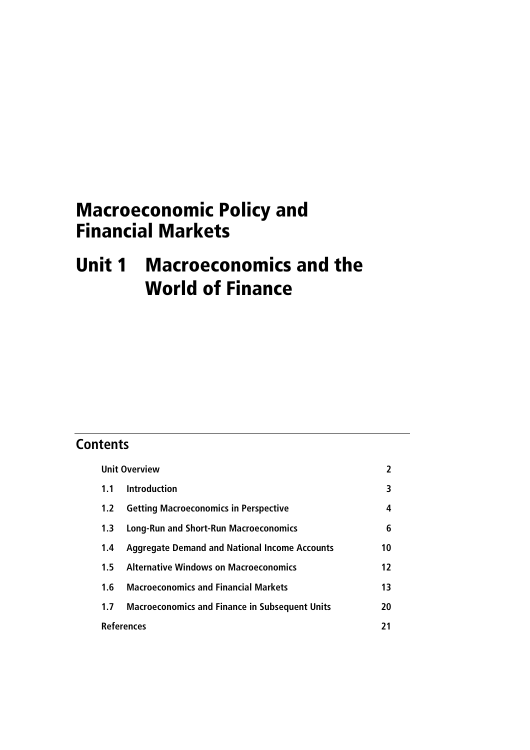# Macroeconomic Policy and Financial Markets

# Unit 1 Macroeconomics and the World of Finance

## Contents

| | | |
|---|---|---|
| **Unit Overview** | | **2** |
| **1.1** | **Introduction** | **3** |
| **1.2** | **Getting Macroeconomics in Perspective** | **4** |
| **1.3** | **Long-Run and Short-Run Macroeconomics** | **6** |
| **1.4** | **Aggregate Demand and National Income Accounts** | **10** |
| **1.5** | **Alternative Windows on Macroeconomics** | **12** |
| **1.6** | **Macroeconomics and Financial Markets** | **13** |
| **1.7** | **Macroeconomics and Finance in Subsequent Units** | **20** |
| **References** | | **21** |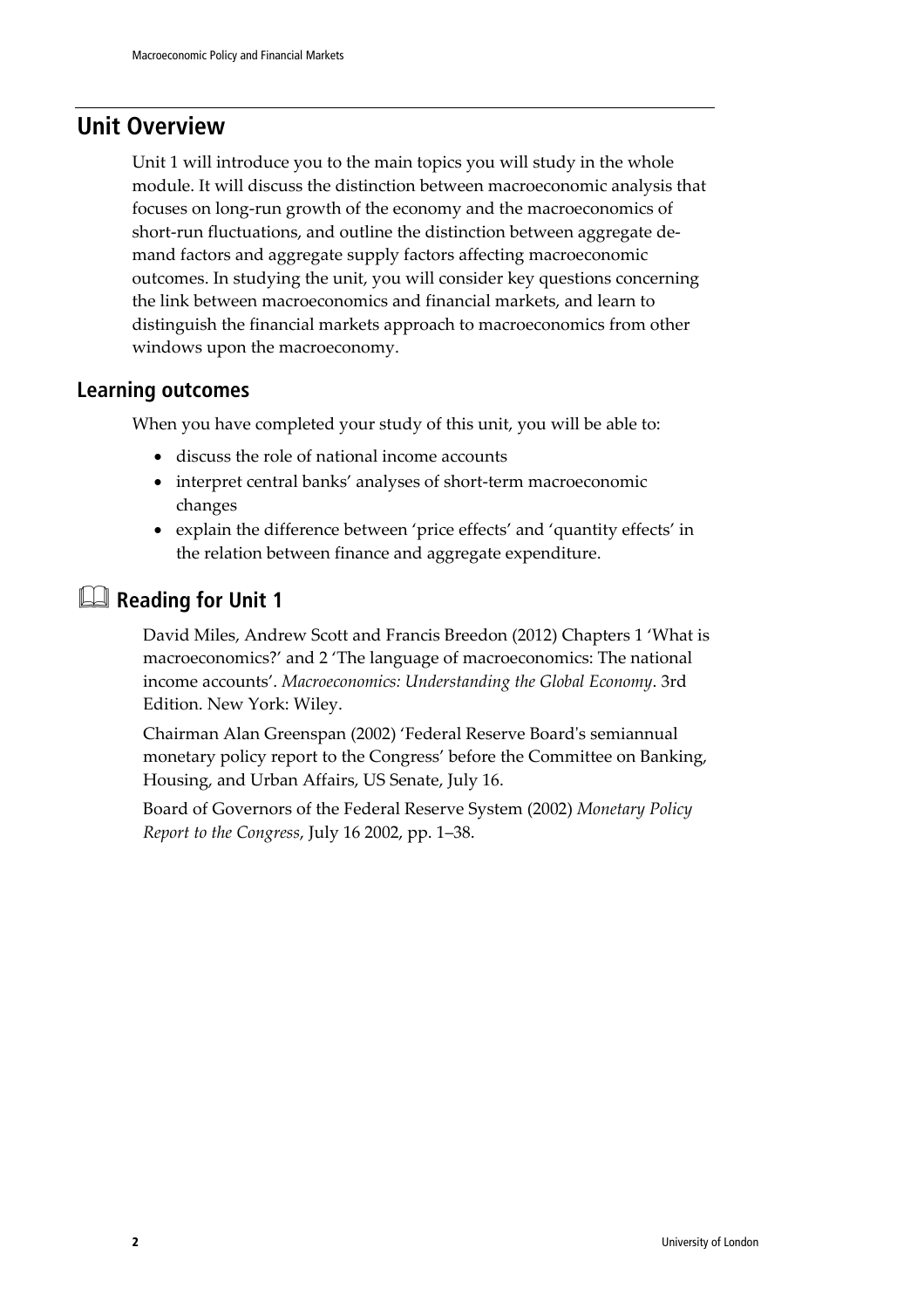## Unit Overview

Unit 1 will introduce you to the main topics you will study in the whole module. It will discuss the distinction between macroeconomic analysis that focuses on long-run growth of the economy and the macroeconomics of short-run fluctuations, and outline the distinction between aggregate demand factors and aggregate supply factors affecting macroeconomic outcomes. In studying the unit, you will consider key questions concerning the link between macroeconomics and financial markets, and learn to distinguish the financial markets approach to macroeconomics from other windows upon the macroeconomy.

### Learning outcomes

When you have completed your study of this unit, you will be able to:

- discuss the role of national income accounts
- interpret central banks' analyses of short-term macroeconomic changes
- explain the difference between 'price effects' and 'quantity effects' in the relation between finance and aggregate expenditure.

## Reading for Unit 1

David Miles, Andrew Scott and Francis Breedon (2012) Chapters 1 'What is macroeconomics?' and 2 'The language of macroeconomics: The national income accounts'. *Macroeconomics: Understanding the Global Economy*. 3rd Edition. New York: Wiley.

Chairman Alan Greenspan (2002) 'Federal Reserve Board's semiannual monetary policy report to the Congress' before the Committee on Banking, Housing, and Urban Affairs, US Senate, July 16.

Board of Governors of the Federal Reserve System (2002) *Monetary Policy Report to the Congress*, July 16 2002, pp. 1–38.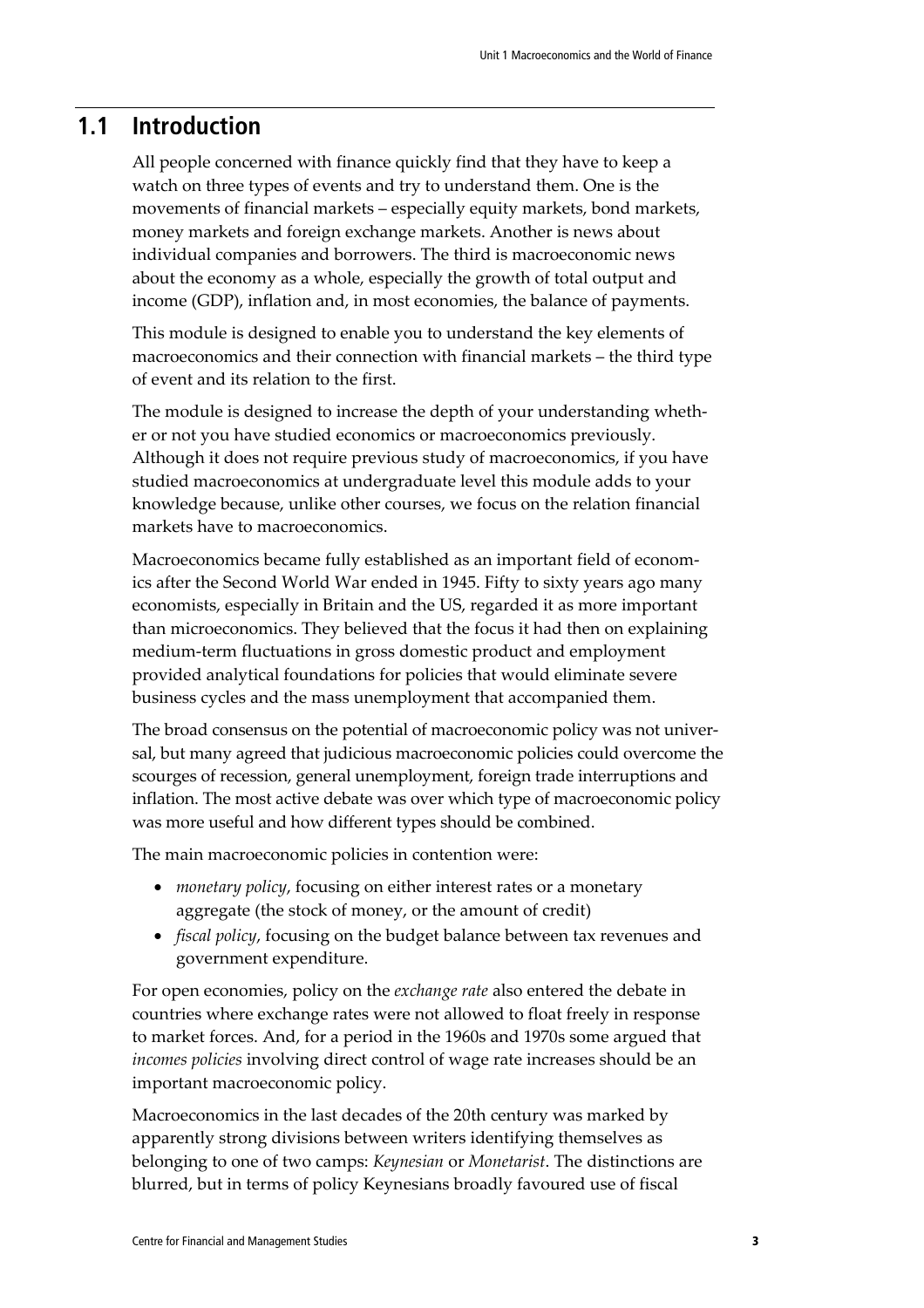## 1.1 Introduction

All people concerned with finance quickly find that they have to keep a watch on three types of events and try to understand them. One is the movements of financial markets – especially equity markets, bond markets, money markets and foreign exchange markets. Another is news about individual companies and borrowers. The third is macroeconomic news about the economy as a whole, especially the growth of total output and income (GDP), inflation and, in most economies, the balance of payments.

This module is designed to enable you to understand the key elements of macroeconomics and their connection with financial markets – the third type of event and its relation to the first.

The module is designed to increase the depth of your understanding whether or not you have studied economics or macroeconomics previously. Although it does not require previous study of macroeconomics, if you have studied macroeconomics at undergraduate level this module adds to your knowledge because, unlike other courses, we focus on the relation financial markets have to macroeconomics.

Macroeconomics became fully established as an important field of economics after the Second World War ended in 1945. Fifty to sixty years ago many economists, especially in Britain and the US, regarded it as more important than microeconomics. They believed that the focus it had then on explaining medium-term fluctuations in gross domestic product and employment provided analytical foundations for policies that would eliminate severe business cycles and the mass unemployment that accompanied them.

The broad consensus on the potential of macroeconomic policy was not universal, but many agreed that judicious macroeconomic policies could overcome the scourges of recession, general unemployment, foreign trade interruptions and inflation. The most active debate was over which type of macroeconomic policy was more useful and how different types should be combined.

The main macroeconomic policies in contention were:

- *monetary policy*, focusing on either interest rates or a monetary aggregate (the stock of money, or the amount of credit)
- *fiscal policy*, focusing on the budget balance between tax revenues and government expenditure.

For open economies, policy on the *exchange rate* also entered the debate in countries where exchange rates were not allowed to float freely in response to market forces. And, for a period in the 1960s and 1970s some argued that *incomes policies* involving direct control of wage rate increases should be an important macroeconomic policy.

Macroeconomics in the last decades of the 20th century was marked by apparently strong divisions between writers identifying themselves as belonging to one of two camps: *Keynesian* or *Monetarist*. The distinctions are blurred, but in terms of policy Keynesians broadly favoured use of fiscal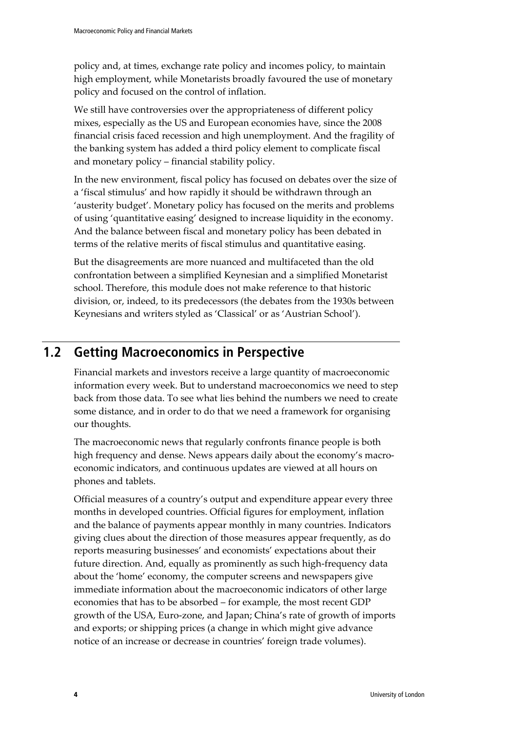policy and, at times, exchange rate policy and incomes policy, to maintain high employment, while Monetarists broadly favoured the use of monetary policy and focused on the control of inflation.

We still have controversies over the appropriateness of different policy mixes, especially as the US and European economies have, since the 2008 financial crisis faced recession and high unemployment. And the fragility of the banking system has added a third policy element to complicate fiscal and monetary policy – financial stability policy.

In the new environment, fiscal policy has focused on debates over the size of a 'fiscal stimulus' and how rapidly it should be withdrawn through an 'austerity budget'. Monetary policy has focused on the merits and problems of using 'quantitative easing' designed to increase liquidity in the economy. And the balance between fiscal and monetary policy has been debated in terms of the relative merits of fiscal stimulus and quantitative easing.

But the disagreements are more nuanced and multifaceted than the old confrontation between a simplified Keynesian and a simplified Monetarist school. Therefore, this module does not make reference to that historic division, or, indeed, to its predecessors (the debates from the 1930s between Keynesians and writers styled as 'Classical' or as 'Austrian School').

## 1.2 Getting Macroeconomics in Perspective

Financial markets and investors receive a large quantity of macroeconomic information every week. But to understand macroeconomics we need to step back from those data. To see what lies behind the numbers we need to create some distance, and in order to do that we need a framework for organising our thoughts.

The macroeconomic news that regularly confronts finance people is both high frequency and dense. News appears daily about the economy's macroeconomic indicators, and continuous updates are viewed at all hours on phones and tablets.

Official measures of a country's output and expenditure appear every three months in developed countries. Official figures for employment, inflation and the balance of payments appear monthly in many countries. Indicators giving clues about the direction of those measures appear frequently, as do reports measuring businesses' and economists' expectations about their future direction. And, equally as prominently as such high-frequency data about the 'home' economy, the computer screens and newspapers give immediate information about the macroeconomic indicators of other large economies that has to be absorbed – for example, the most recent GDP growth of the USA, Euro-zone, and Japan; China's rate of growth of imports and exports; or shipping prices (a change in which might give advance notice of an increase or decrease in countries' foreign trade volumes).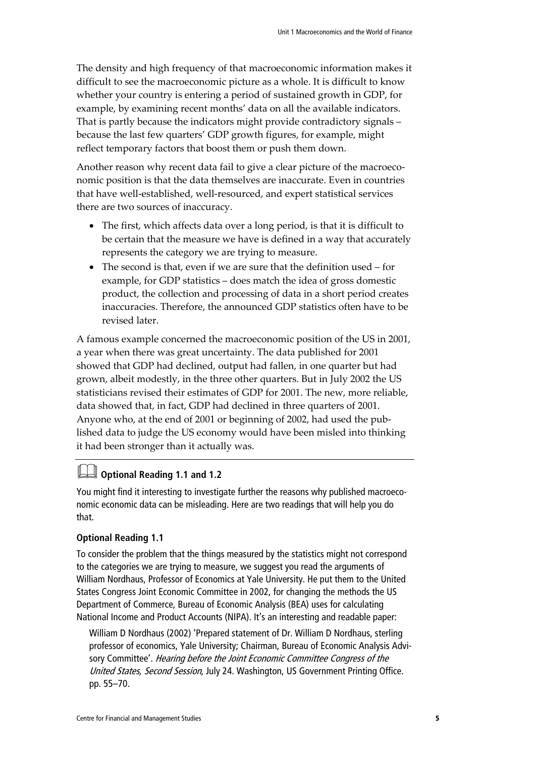The density and high frequency of that macroeconomic information makes it difficult to see the macroeconomic picture as a whole. It is difficult to know whether your country is entering a period of sustained growth in GDP, for example, by examining recent months' data on all the available indicators. That is partly because the indicators might provide contradictory signals – because the last few quarters' GDP growth figures, for example, might reflect temporary factors that boost them or push them down.

Another reason why recent data fail to give a clear picture of the macroeconomic position is that the data themselves are inaccurate. Even in countries that have well-established, well-resourced, and expert statistical services there are two sources of inaccuracy.

- The first, which affects data over a long period, is that it is difficult to be certain that the measure we have is defined in a way that accurately represents the category we are trying to measure.
- The second is that, even if we are sure that the definition used – for example, for GDP statistics – does match the idea of gross domestic product, the collection and processing of data in a short period creates inaccuracies. Therefore, the announced GDP statistics often have to be revised later.

A famous example concerned the macroeconomic position of the US in 2001, a year when there was great uncertainty. The data published for 2001 showed that GDP had declined, output had fallen, in one quarter but had grown, albeit modestly, in the three other quarters. But in July 2002 the US statisticians revised their estimates of GDP for 2001. The new, more reliable, data showed that, in fact, GDP had declined in three quarters of 2001. Anyone who, at the end of 2001 or beginning of 2002, had used the published data to judge the US economy would have been misled into thinking it had been stronger than it actually was.

### Optional Reading 1.1 and 1.2

You might find it interesting to investigate further the reasons why published macroeconomic economic data can be misleading. Here are two readings that will help you do that.

**Optional Reading 1.1**

To consider the problem that the things measured by the statistics might not correspond to the categories we are trying to measure, we suggest you read the arguments of William Nordhaus, Professor of Economics at Yale University. He put them to the United States Congress Joint Economic Committee in 2002, for changing the methods the US Department of Commerce, Bureau of Economic Analysis (BEA) uses for calculating National Income and Product Accounts (NIPA). It's an interesting and readable paper:

> William D Nordhaus (2002) 'Prepared statement of Dr. William D Nordhaus, sterling professor of economics, Yale University; Chairman, Bureau of Economic Analysis Advisory Committee'. *Hearing before the Joint Economic Committee Congress of the United States, Second Session*, July 24. Washington, US Government Printing Office. pp. 55–70.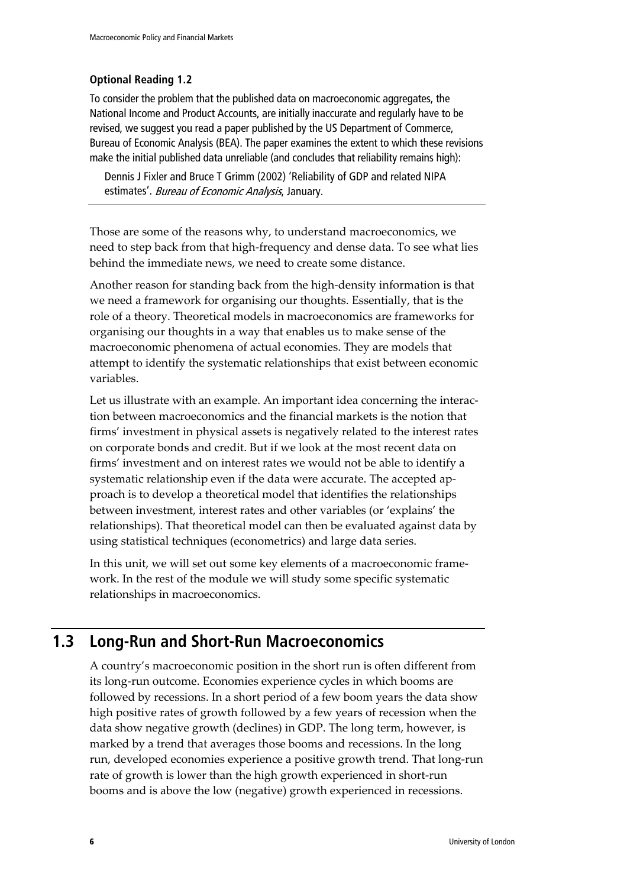**Optional Reading 1.2**

To consider the problem that the published data on macroeconomic aggregates, the National Income and Product Accounts, are initially inaccurate and regularly have to be revised, we suggest you read a paper published by the US Department of Commerce, Bureau of Economic Analysis (BEA). The paper examines the extent to which these revisions make the initial published data unreliable (and concludes that reliability remains high):

Dennis J Fixler and Bruce T Grimm (2002) 'Reliability of GDP and related NIPA estimates'. *Bureau of Economic Analysis*, January.

---

Those are some of the reasons why, to understand macroeconomics, we need to step back from that high-frequency and dense data. To see what lies behind the immediate news, we need to create some distance.

Another reason for standing back from the high-density information is that we need a framework for organising our thoughts. Essentially, that is the role of a theory. Theoretical models in macroeconomics are frameworks for organising our thoughts in a way that enables us to make sense of the macroeconomic phenomena of actual economies. They are models that attempt to identify the systematic relationships that exist between economic variables.

Let us illustrate with an example. An important idea concerning the interaction between macroeconomics and the financial markets is the notion that firms' investment in physical assets is negatively related to the interest rates on corporate bonds and credit. But if we look at the most recent data on firms' investment and on interest rates we would not be able to identify a systematic relationship even if the data were accurate. The accepted approach is to develop a theoretical model that identifies the relationships between investment, interest rates and other variables (or 'explains' the relationships). That theoretical model can then be evaluated against data by using statistical techniques (econometrics) and large data series.

In this unit, we will set out some key elements of a macroeconomic framework. In the rest of the module we will study some specific systematic relationships in macroeconomics.

## 1.3 Long-Run and Short-Run Macroeconomics

A country's macroeconomic position in the short run is often different from its long-run outcome. Economies experience cycles in which booms are followed by recessions. In a short period of a few boom years the data show high positive rates of growth followed by a few years of recession when the data show negative growth (declines) in GDP. The long term, however, is marked by a trend that averages those booms and recessions. In the long run, developed economies experience a positive growth trend. That long-run rate of growth is lower than the high growth experienced in short-run booms and is above the low (negative) growth experienced in recessions.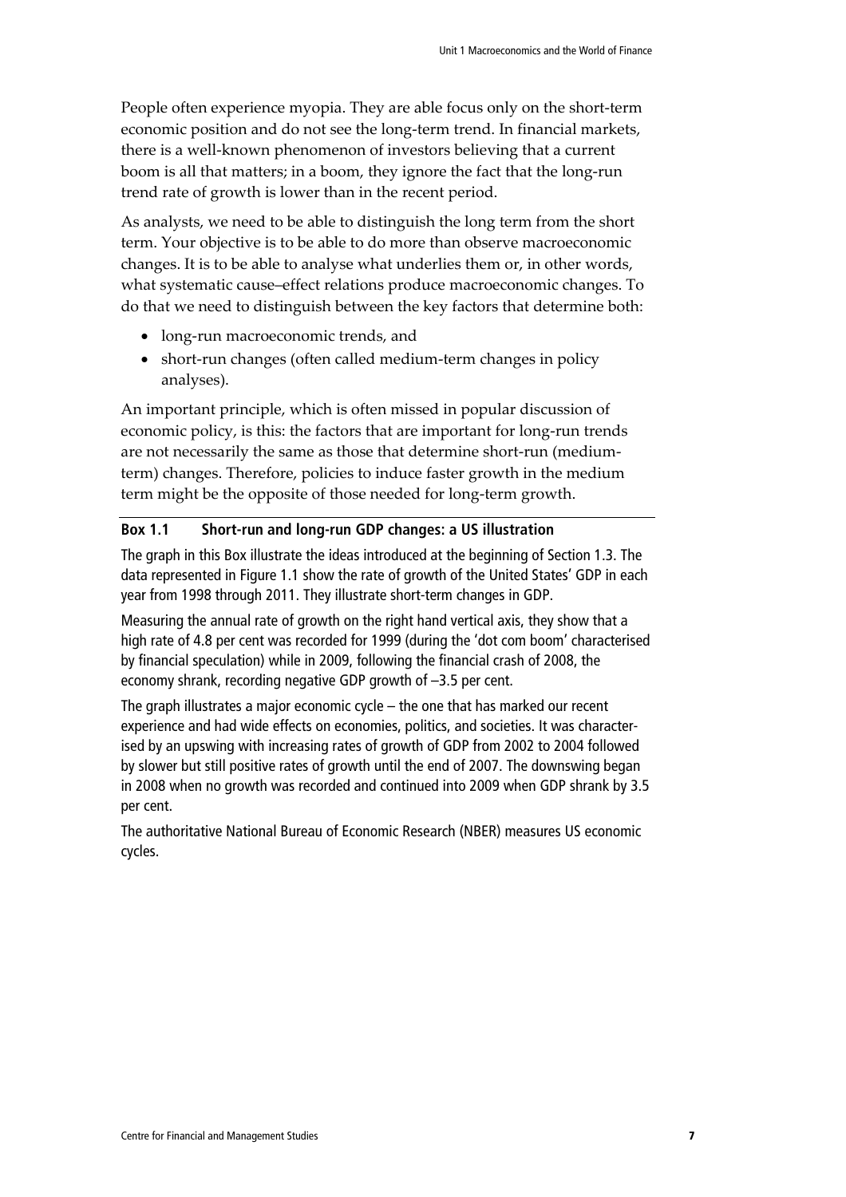People often experience myopia. They are able focus only on the short-term economic position and do not see the long-term trend. In financial markets, there is a well-known phenomenon of investors believing that a current boom is all that matters; in a boom, they ignore the fact that the long-run trend rate of growth is lower than in the recent period.

As analysts, we need to be able to distinguish the long term from the short term. Your objective is to be able to do more than observe macroeconomic changes. It is to be able to analyse what underlies them or, in other words, what systematic cause–effect relations produce macroeconomic changes. To do that we need to distinguish between the key factors that determine both:

- long-run macroeconomic trends, and
- short-run changes (often called medium-term changes in policy analyses).

An important principle, which is often missed in popular discussion of economic policy, is this: the factors that are important for long-run trends are not necessarily the same as those that determine short-run (medium-term) changes. Therefore, policies to induce faster growth in the medium term might be the opposite of those needed for long-term growth.

---

**Box 1.1 Short-run and long-run GDP changes: a US illustration**

The graph in this Box illustrate the ideas introduced at the beginning of Section 1.3. The data represented in Figure 1.1 show the rate of growth of the United States' GDP in each year from 1998 through 2011. They illustrate short-term changes in GDP.

Measuring the annual rate of growth on the right hand vertical axis, they show that a high rate of 4.8 per cent was recorded for 1999 (during the 'dot com boom' characterised by financial speculation) while in 2009, following the financial crash of 2008, the economy shrank, recording negative GDP growth of –3.5 per cent.

The graph illustrates a major economic cycle – the one that has marked our recent experience and had wide effects on economies, politics, and societies. It was characterised by an upswing with increasing rates of growth of GDP from 2002 to 2004 followed by slower but still positive rates of growth until the end of 2007. The downswing began in 2008 when no growth was recorded and continued into 2009 when GDP shrank by 3.5 per cent.

The authoritative National Bureau of Economic Research (NBER) measures US economic cycles.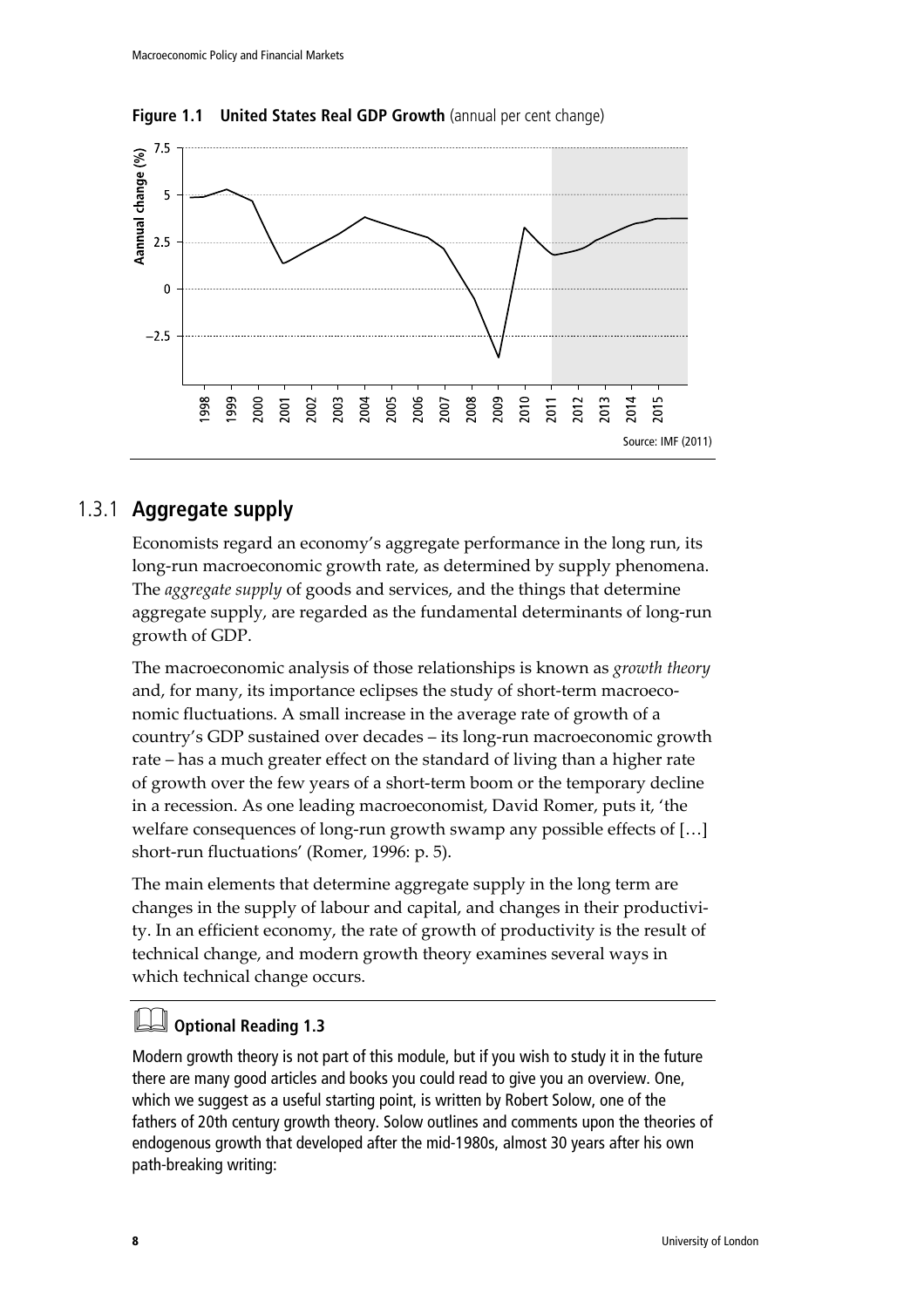**Figure 1.1 United States Real GDP Growth** (annual per cent change)

Source: IMF (2011)

### 1.3.1 Aggregate supply

Economists regard an economy's aggregate performance in the long run, its long-run macroeconomic growth rate, as determined by supply phenomena. The *aggregate supply* of goods and services, and the things that determine aggregate supply, are regarded as the fundamental determinants of long-run growth of GDP.

The macroeconomic analysis of those relationships is known as *growth theory* and, for many, its importance eclipses the study of short-term macroeconomic fluctuations. A small increase in the average rate of growth of a country's GDP sustained over decades – its long-run macroeconomic growth rate – has a much greater effect on the standard of living than a higher rate of growth over the few years of a short-term boom or the temporary decline in a recession. As one leading macroeconomist, David Romer, puts it, 'the welfare consequences of long-run growth swamp any possible effects of […] short-run fluctuations' (Romer, 1996: p. 5).

The main elements that determine aggregate supply in the long term are changes in the supply of labour and capital, and changes in their productivity. In an efficient economy, the rate of growth of productivity is the result of technical change, and modern growth theory examines several ways in which technical change occurs.

**Optional Reading 1.3**

Modern growth theory is not part of this module, but if you wish to study it in the future there are many good articles and books you could read to give you an overview. One, which we suggest as a useful starting point, is written by Robert Solow, one of the fathers of 20th century growth theory. Solow outlines and comments upon the theories of endogenous growth that developed after the mid-1980s, almost 30 years after his own path-breaking writing: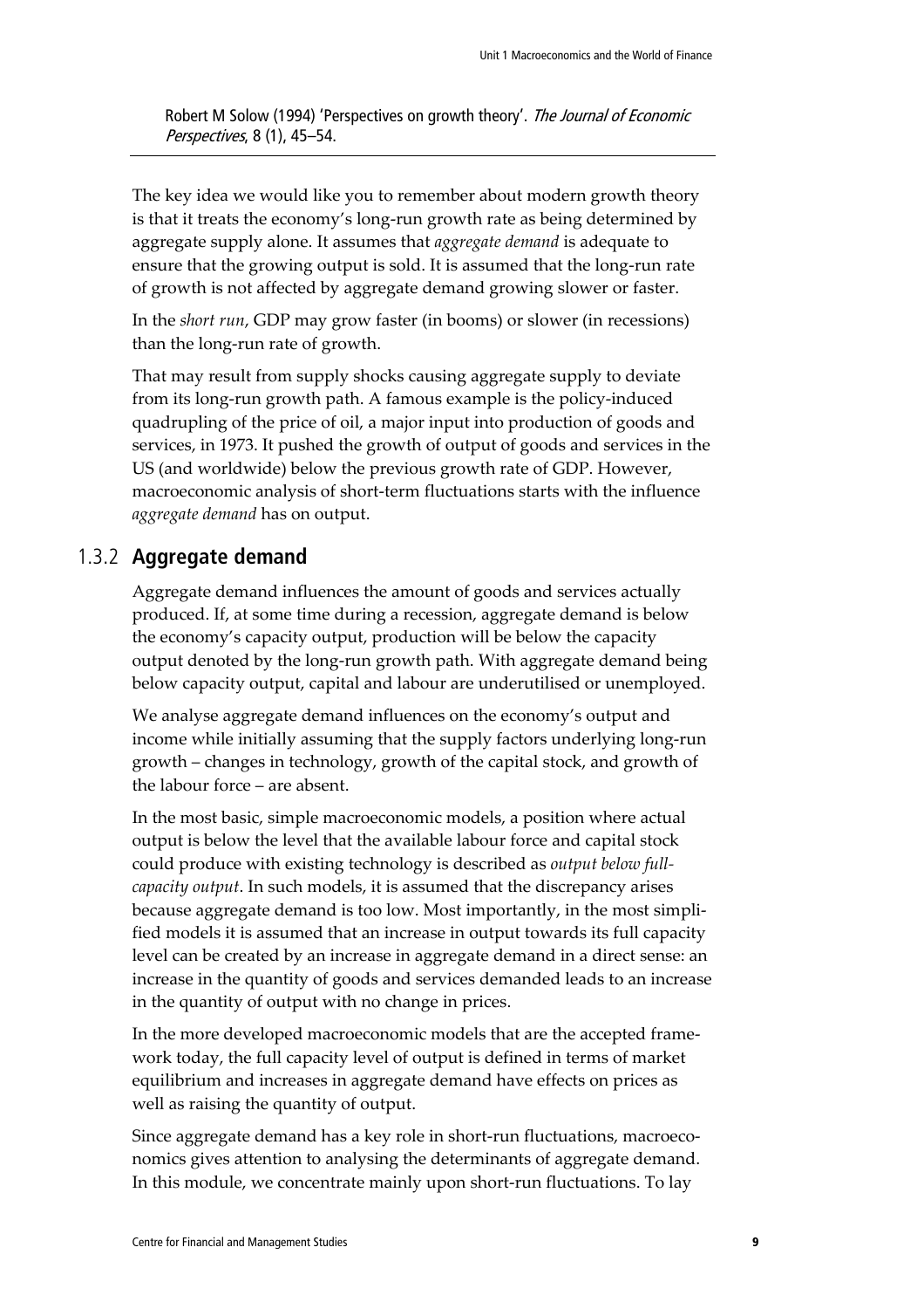Robert M Solow (1994) 'Perspectives on growth theory'. *The Journal of Economic Perspectives*, 8 (1), 45–54.

The key idea we would like you to remember about modern growth theory is that it treats the economy's long-run growth rate as being determined by aggregate supply alone. It assumes that *aggregate demand* is adequate to ensure that the growing output is sold. It is assumed that the long-run rate of growth is not affected by aggregate demand growing slower or faster.

In the *short run*, GDP may grow faster (in booms) or slower (in recessions) than the long-run rate of growth.

That may result from supply shocks causing aggregate supply to deviate from its long-run growth path. A famous example is the policy-induced quadrupling of the price of oil, a major input into production of goods and services, in 1973. It pushed the growth of output of goods and services in the US (and worldwide) below the previous growth rate of GDP. However, macroeconomic analysis of short-term fluctuations starts with the influence *aggregate demand* has on output.

## 1.3.2 Aggregate demand

Aggregate demand influences the amount of goods and services actually produced. If, at some time during a recession, aggregate demand is below the economy's capacity output, production will be below the capacity output denoted by the long-run growth path. With aggregate demand being below capacity output, capital and labour are underutilised or unemployed.

We analyse aggregate demand influences on the economy's output and income while initially assuming that the supply factors underlying long-run growth – changes in technology, growth of the capital stock, and growth of the labour force – are absent.

In the most basic, simple macroeconomic models, a position where actual output is below the level that the available labour force and capital stock could produce with existing technology is described as *output below full-capacity output*. In such models, it is assumed that the discrepancy arises because aggregate demand is too low. Most importantly, in the most simplified models it is assumed that an increase in output towards its full capacity level can be created by an increase in aggregate demand in a direct sense: an increase in the quantity of goods and services demanded leads to an increase in the quantity of output with no change in prices.

In the more developed macroeconomic models that are the accepted framework today, the full capacity level of output is defined in terms of market equilibrium and increases in aggregate demand have effects on prices as well as raising the quantity of output.

Since aggregate demand has a key role in short-run fluctuations, macroeconomics gives attention to analysing the determinants of aggregate demand. In this module, we concentrate mainly upon short-run fluctuations. To lay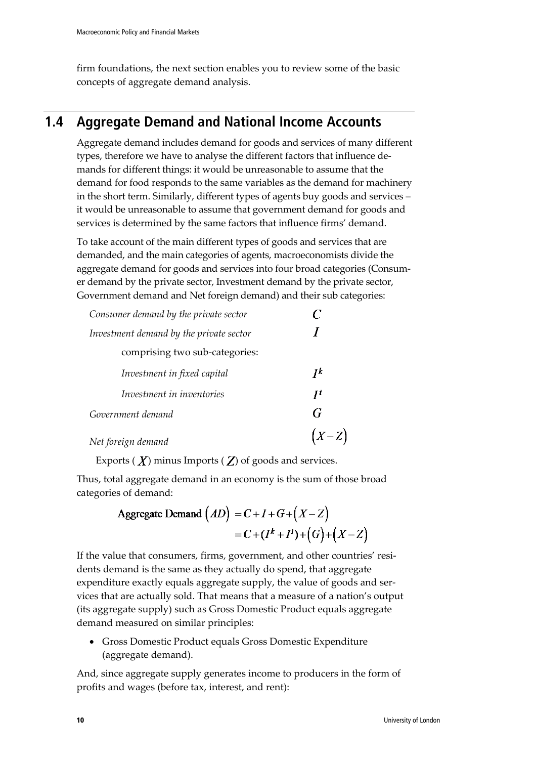firm foundations, the next section enables you to review some of the basic concepts of aggregate demand analysis.

## 1.4 Aggregate Demand and National Income Accounts

Aggregate demand includes demand for goods and services of many different types, therefore we have to analyse the different factors that influence demands for different things: it would be unreasonable to assume that the demand for food responds to the same variables as the demand for machinery in the short term. Similarly, different types of agents buy goods and services – it would be unreasonable to assume that government demand for goods and services is determined by the same factors that influence firms' demand.

To take account of the main different types of goods and services that are demanded, and the main categories of agents, macroeconomists divide the aggregate demand for goods and services into four broad categories (Consumer demand by the private sector, Investment demand by the private sector, Government demand and Net foreign demand) and their sub categories:

| | |
|---|---|
| *Consumer demand by the private sector* | $C$ |
| *Investment demand by the private sector* | $I$ |
| comprising two sub-categories: | |
| *Investment in fixed capital* | $I^k$ |
| *Investment in inventories* | $I^i$ |
| *Government demand* | $G$ |
| *Net foreign demand* | $(X-Z)$ |

Exports ($X$) minus Imports ($Z$) of goods and services.

Thus, total aggregate demand in an economy is the sum of those broad categories of demand:

$$\begin{aligned}\text{Aggregate Demand } (AD) &= C + I + G + (X - Z) \\ &= C + (I^k + I^i) + (G) + (X - Z)\end{aligned}$$

If the value that consumers, firms, government, and other countries' residents demand is the same as they actually do spend, that aggregate expenditure exactly equals aggregate supply, the value of goods and services that are actually sold. That means that a measure of a nation's output (its aggregate supply) such as Gross Domestic Product equals aggregate demand measured on similar principles:

- Gross Domestic Product equals Gross Domestic Expenditure (aggregate demand).

And, since aggregate supply generates income to producers in the form of profits and wages (before tax, interest, and rent):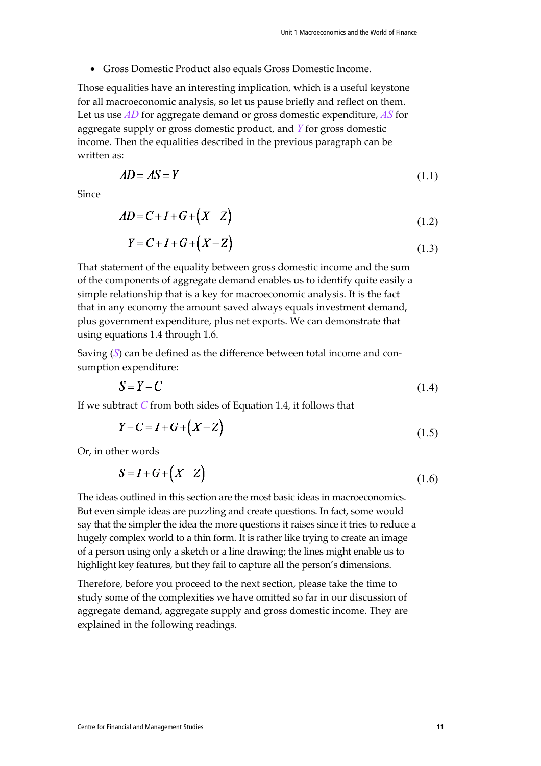- Gross Domestic Product also equals Gross Domestic Income.

Those equalities have an interesting implication, which is a useful keystone for all macroeconomic analysis, so let us pause briefly and reflect on them. Let us use $AD$ for aggregate demand or gross domestic expenditure, $AS$ for aggregate supply or gross domestic product, and $Y$ for gross domestic income. Then the equalities described in the previous paragraph can be written as:

$$AD = AS = Y \tag{1.1}$$

Since

$$AD = C + I + G + \left(X - Z\right) \tag{1.2}$$

$$Y = C + I + G + \left(X - Z\right) \tag{1.3}$$

That statement of the equality between gross domestic income and the sum of the components of aggregate demand enables us to identify quite easily a simple relationship that is a key for macroeconomic analysis. It is the fact that in any economy the amount saved always equals investment demand, plus government expenditure, plus net exports. We can demonstrate that using equations 1.4 through 1.6.

Saving ($S$) can be defined as the difference between total income and consumption expenditure:

$$S = Y - C \tag{1.4}$$

If we subtract $C$ from both sides of Equation 1.4, it follows that

$$Y - C = I + G + \left(X - Z\right) \tag{1.5}$$

Or, in other words

$$S = I + G + \left(X - Z\right) \tag{1.6}$$

The ideas outlined in this section are the most basic ideas in macroeconomics. But even simple ideas are puzzling and create questions. In fact, some would say that the simpler the idea the more questions it raises since it tries to reduce a hugely complex world to a thin form. It is rather like trying to create an image of a person using only a sketch or a line drawing; the lines might enable us to highlight key features, but they fail to capture all the person's dimensions.

Therefore, before you proceed to the next section, please take the time to study some of the complexities we have omitted so far in our discussion of aggregate demand, aggregate supply and gross domestic income. They are explained in the following readings.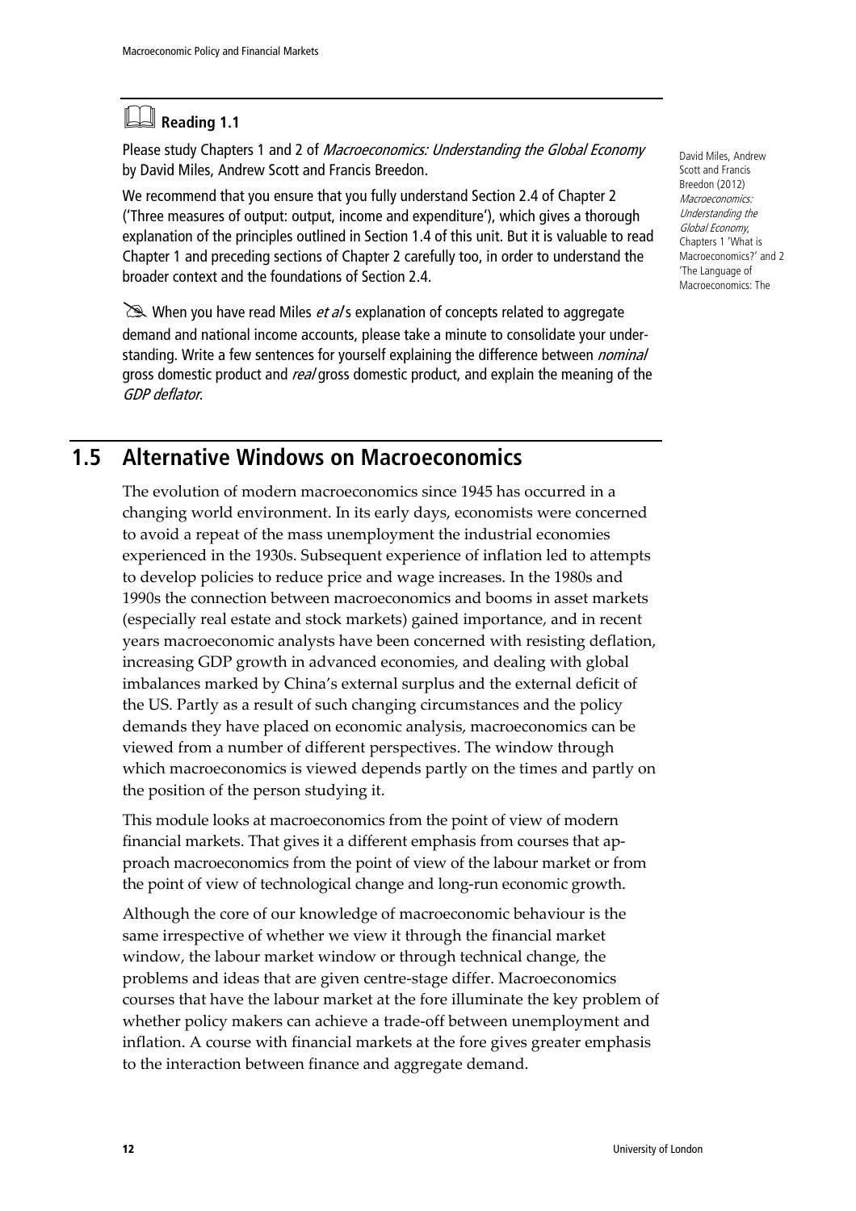### Reading 1.1

Please study Chapters 1 and 2 of *Macroeconomics: Understanding the Global Economy* by David Miles, Andrew Scott and Francis Breedon.

We recommend that you ensure that you fully understand Section 2.4 of Chapter 2 ('Three measures of output: output, income and expenditure'), which gives a thorough explanation of the principles outlined in Section 1.4 of this unit. But it is valuable to read Chapter 1 and preceding sections of Chapter 2 carefully too, in order to understand the broader context and the foundations of Section 2.4.

When you have read Miles *et al*'s explanation of concepts related to aggregate demand and national income accounts, please take a minute to consolidate your understanding. Write a few sentences for yourself explaining the difference between *nominal* gross domestic product and *real* gross domestic product, and explain the meaning of the *GDP deflator*.

David Miles, Andrew Scott and Francis Breedon (2012) *Macroeconomics: Understanding the Global Economy*, Chapters 1 'What is Macroeconomics?' and 2 'The Language of Macroeconomics: The

## 1.5 Alternative Windows on Macroeconomics

The evolution of modern macroeconomics since 1945 has occurred in a changing world environment. In its early days, economists were concerned to avoid a repeat of the mass unemployment the industrial economies experienced in the 1930s. Subsequent experience of inflation led to attempts to develop policies to reduce price and wage increases. In the 1980s and 1990s the connection between macroeconomics and booms in asset markets (especially real estate and stock markets) gained importance, and in recent years macroeconomic analysts have been concerned with resisting deflation, increasing GDP growth in advanced economies, and dealing with global imbalances marked by China's external surplus and the external deficit of the US. Partly as a result of such changing circumstances and the policy demands they have placed on economic analysis, macroeconomics can be viewed from a number of different perspectives. The window through which macroeconomics is viewed depends partly on the times and partly on the position of the person studying it.

This module looks at macroeconomics from the point of view of modern financial markets. That gives it a different emphasis from courses that approach macroeconomics from the point of view of the labour market or from the point of view of technological change and long-run economic growth.

Although the core of our knowledge of macroeconomic behaviour is the same irrespective of whether we view it through the financial market window, the labour market window or through technical change, the problems and ideas that are given centre-stage differ. Macroeconomics courses that have the labour market at the fore illuminate the key problem of whether policy makers can achieve a trade-off between unemployment and inflation. A course with financial markets at the fore gives greater emphasis to the interaction between finance and aggregate demand.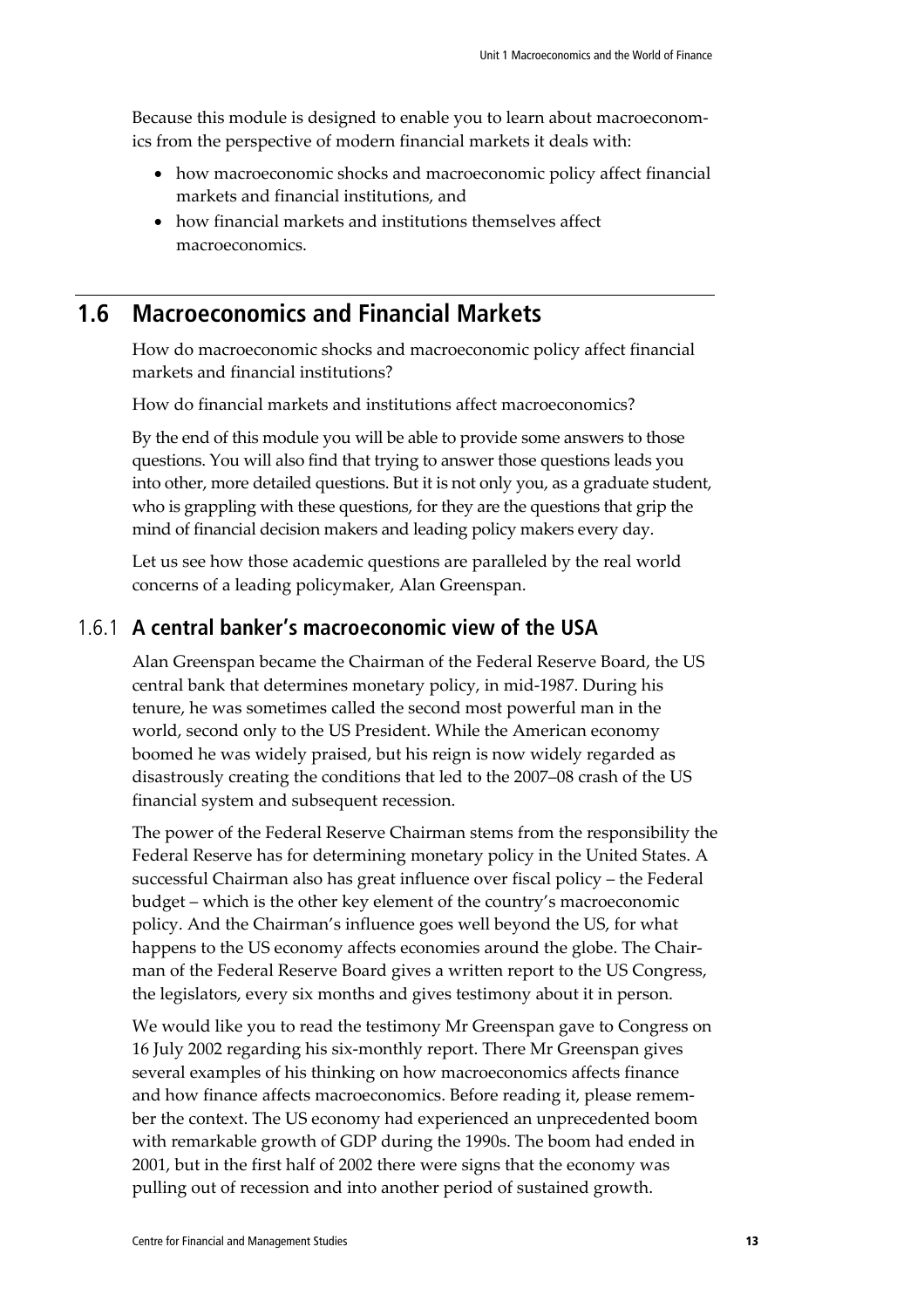Because this module is designed to enable you to learn about macroeconomics from the perspective of modern financial markets it deals with:

- how macroeconomic shocks and macroeconomic policy affect financial markets and financial institutions, and
- how financial markets and institutions themselves affect macroeconomics.

## 1.6 Macroeconomics and Financial Markets

How do macroeconomic shocks and macroeconomic policy affect financial markets and financial institutions?

How do financial markets and institutions affect macroeconomics?

By the end of this module you will be able to provide some answers to those questions. You will also find that trying to answer those questions leads you into other, more detailed questions. But it is not only you, as a graduate student, who is grappling with these questions, for they are the questions that grip the mind of financial decision makers and leading policy makers every day.

Let us see how those academic questions are paralleled by the real world concerns of a leading policymaker, Alan Greenspan.

### 1.6.1 A central banker's macroeconomic view of the USA

Alan Greenspan became the Chairman of the Federal Reserve Board, the US central bank that determines monetary policy, in mid-1987. During his tenure, he was sometimes called the second most powerful man in the world, second only to the US President. While the American economy boomed he was widely praised, but his reign is now widely regarded as disastrously creating the conditions that led to the 2007–08 crash of the US financial system and subsequent recession.

The power of the Federal Reserve Chairman stems from the responsibility the Federal Reserve has for determining monetary policy in the United States. A successful Chairman also has great influence over fiscal policy – the Federal budget – which is the other key element of the country's macroeconomic policy. And the Chairman's influence goes well beyond the US, for what happens to the US economy affects economies around the globe. The Chairman of the Federal Reserve Board gives a written report to the US Congress, the legislators, every six months and gives testimony about it in person.

We would like you to read the testimony Mr Greenspan gave to Congress on 16 July 2002 regarding his six-monthly report. There Mr Greenspan gives several examples of his thinking on how macroeconomics affects finance and how finance affects macroeconomics. Before reading it, please remember the context. The US economy had experienced an unprecedented boom with remarkable growth of GDP during the 1990s. The boom had ended in 2001, but in the first half of 2002 there were signs that the economy was pulling out of recession and into another period of sustained growth.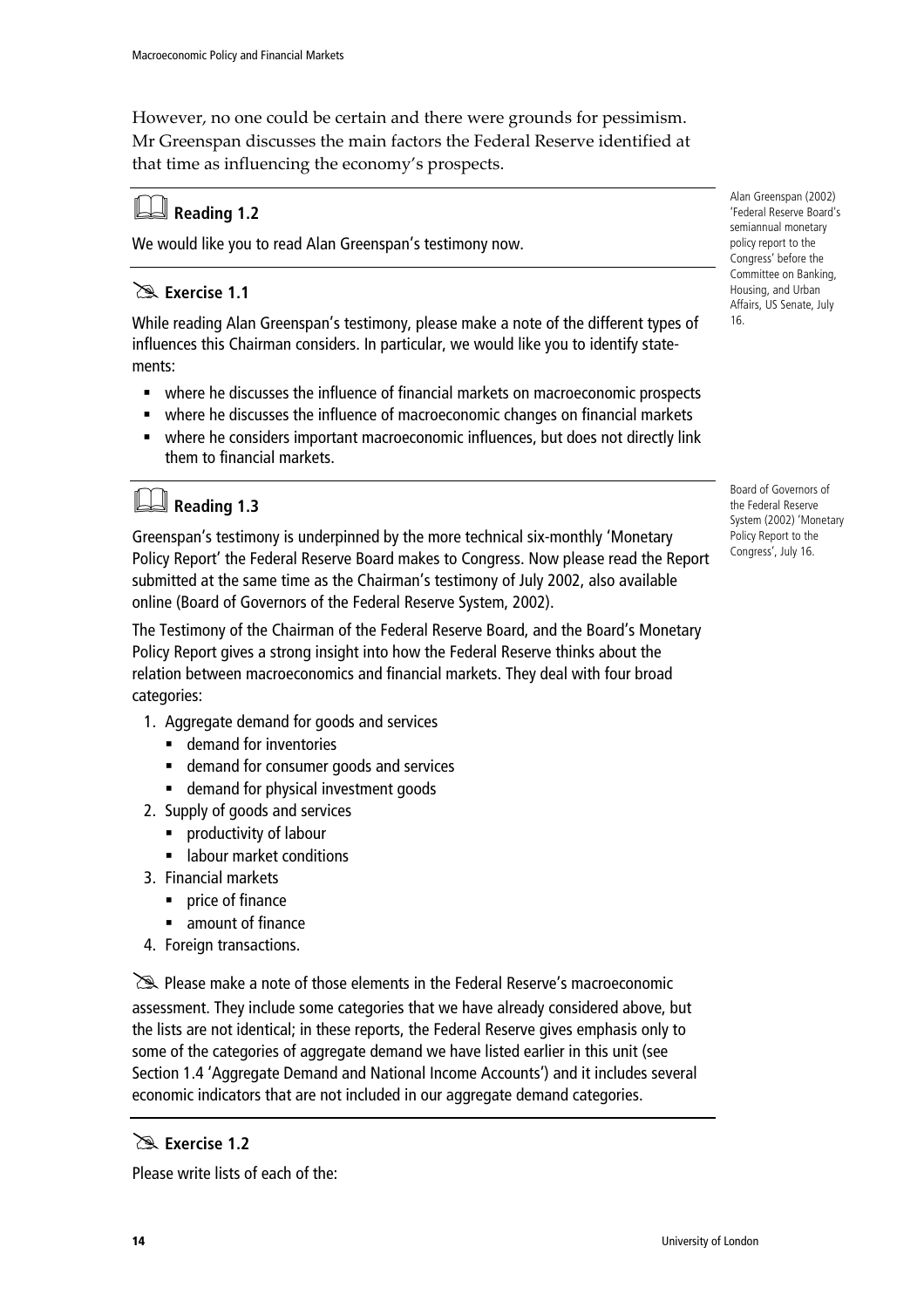However, no one could be certain and there were grounds for pessimism. Mr Greenspan discusses the main factors the Federal Reserve identified at that time as influencing the economy's prospects.

### Reading 1.2

We would like you to read Alan Greenspan's testimony now.

Alan Greenspan (2002) 'Federal Reserve Board's semiannual monetary policy report to the Congress' before the Committee on Banking, Housing, and Urban Affairs, US Senate, July 16.

### Exercise 1.1

While reading Alan Greenspan's testimony, please make a note of the different types of influences this Chairman considers. In particular, we would like you to identify statements:

- where he discusses the influence of financial markets on macroeconomic prospects
- where he discusses the influence of macroeconomic changes on financial markets
- where he considers important macroeconomic influences, but does not directly link them to financial markets.

### Reading 1.3

Board of Governors of the Federal Reserve System (2002) 'Monetary Policy Report to the Congress', July 16.

Greenspan's testimony is underpinned by the more technical six-monthly 'Monetary Policy Report' the Federal Reserve Board makes to Congress. Now please read the Report submitted at the same time as the Chairman's testimony of July 2002, also available online (Board of Governors of the Federal Reserve System, 2002).

The Testimony of the Chairman of the Federal Reserve Board, and the Board's Monetary Policy Report gives a strong insight into how the Federal Reserve thinks about the relation between macroeconomics and financial markets. They deal with four broad categories:

1. Aggregate demand for goods and services
   - demand for inventories
   - demand for consumer goods and services
   - demand for physical investment goods
2. Supply of goods and services
   - productivity of labour
   - labour market conditions
3. Financial markets
   - price of finance
   - amount of finance
4. Foreign transactions.

Please make a note of those elements in the Federal Reserve's macroeconomic assessment. They include some categories that we have already considered above, but the lists are not identical; in these reports, the Federal Reserve gives emphasis only to some of the categories of aggregate demand we have listed earlier in this unit (see Section 1.4 'Aggregate Demand and National Income Accounts') and it includes several economic indicators that are not included in our aggregate demand categories.

### Exercise 1.2

Please write lists of each of the: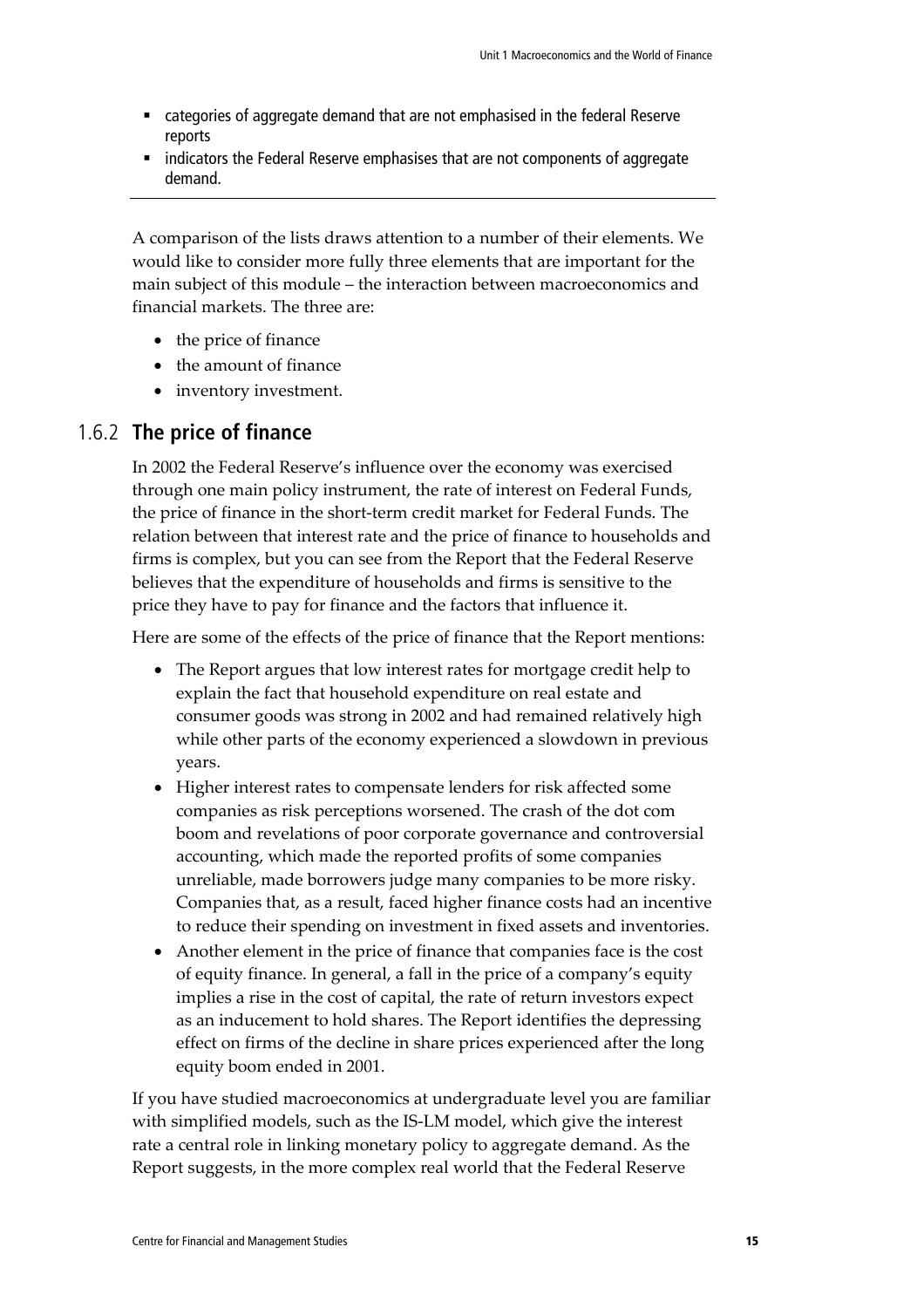- categories of aggregate demand that are not emphasised in the federal Reserve reports
- indicators the Federal Reserve emphasises that are not components of aggregate demand.

---

A comparison of the lists draws attention to a number of their elements. We would like to consider more fully three elements that are important for the main subject of this module – the interaction between macroeconomics and financial markets. The three are:

- the price of finance
- the amount of finance
- inventory investment.

## 1.6.2 The price of finance

In 2002 the Federal Reserve's influence over the economy was exercised through one main policy instrument, the rate of interest on Federal Funds, the price of finance in the short-term credit market for Federal Funds. The relation between that interest rate and the price of finance to households and firms is complex, but you can see from the Report that the Federal Reserve believes that the expenditure of households and firms is sensitive to the price they have to pay for finance and the factors that influence it.

Here are some of the effects of the price of finance that the Report mentions:

- The Report argues that low interest rates for mortgage credit help to explain the fact that household expenditure on real estate and consumer goods was strong in 2002 and had remained relatively high while other parts of the economy experienced a slowdown in previous years.
- Higher interest rates to compensate lenders for risk affected some companies as risk perceptions worsened. The crash of the dot com boom and revelations of poor corporate governance and controversial accounting, which made the reported profits of some companies unreliable, made borrowers judge many companies to be more risky. Companies that, as a result, faced higher finance costs had an incentive to reduce their spending on investment in fixed assets and inventories.
- Another element in the price of finance that companies face is the cost of equity finance. In general, a fall in the price of a company's equity implies a rise in the cost of capital, the rate of return investors expect as an inducement to hold shares. The Report identifies the depressing effect on firms of the decline in share prices experienced after the long equity boom ended in 2001.

If you have studied macroeconomics at undergraduate level you are familiar with simplified models, such as the IS-LM model, which give the interest rate a central role in linking monetary policy to aggregate demand. As the Report suggests, in the more complex real world that the Federal Reserve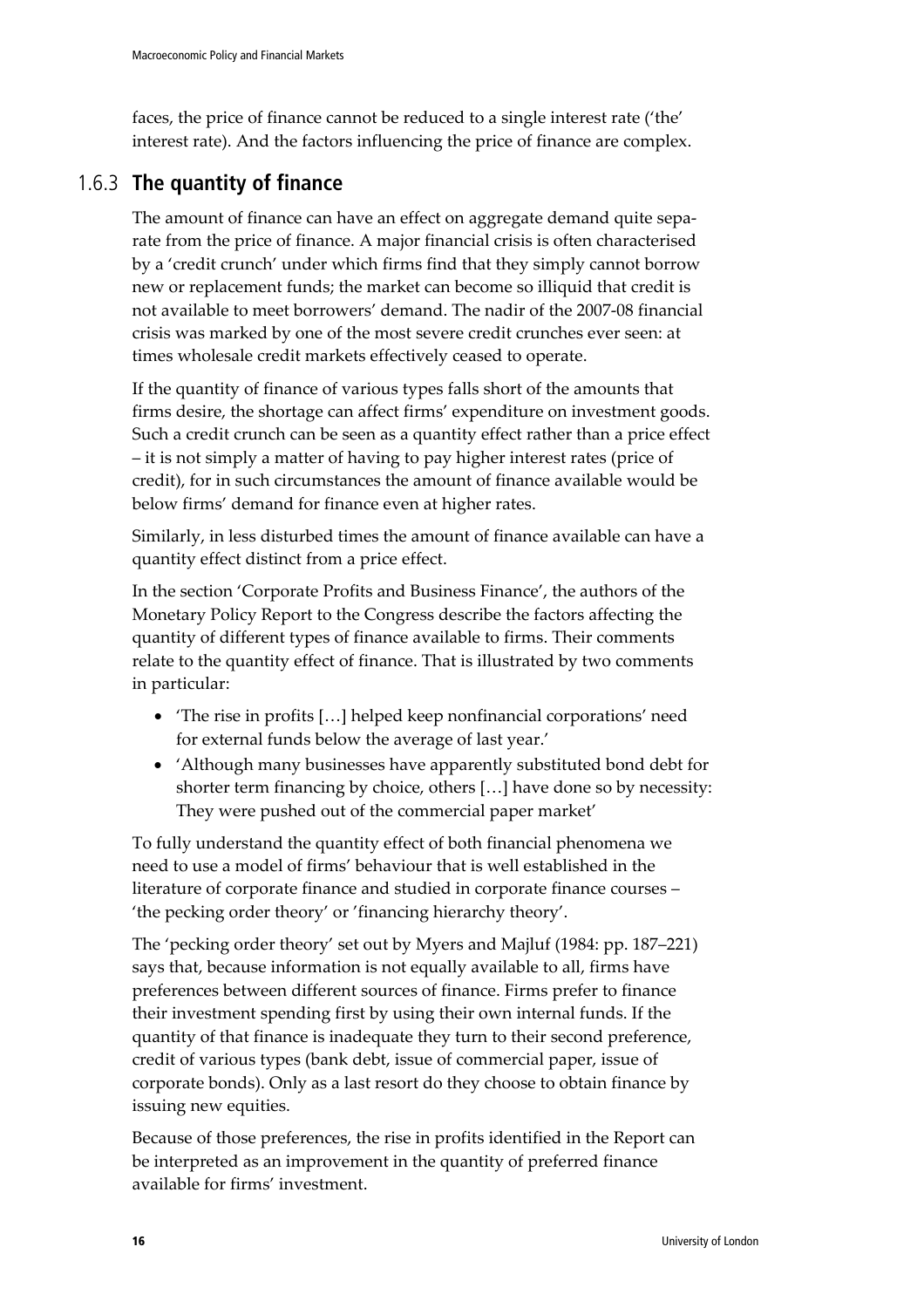faces, the price of finance cannot be reduced to a single interest rate ('the' interest rate). And the factors influencing the price of finance are complex.

### 1.6.3 The quantity of finance

The amount of finance can have an effect on aggregate demand quite separate from the price of finance. A major financial crisis is often characterised by a 'credit crunch' under which firms find that they simply cannot borrow new or replacement funds; the market can become so illiquid that credit is not available to meet borrowers' demand. The nadir of the 2007-08 financial crisis was marked by one of the most severe credit crunches ever seen: at times wholesale credit markets effectively ceased to operate.

If the quantity of finance of various types falls short of the amounts that firms desire, the shortage can affect firms' expenditure on investment goods. Such a credit crunch can be seen as a quantity effect rather than a price effect – it is not simply a matter of having to pay higher interest rates (price of credit), for in such circumstances the amount of finance available would be below firms' demand for finance even at higher rates.

Similarly, in less disturbed times the amount of finance available can have a quantity effect distinct from a price effect.

In the section 'Corporate Profits and Business Finance', the authors of the Monetary Policy Report to the Congress describe the factors affecting the quantity of different types of finance available to firms. Their comments relate to the quantity effect of finance. That is illustrated by two comments in particular:

- 'The rise in profits […] helped keep nonfinancial corporations' need for external funds below the average of last year.'
- 'Although many businesses have apparently substituted bond debt for shorter term financing by choice, others […] have done so by necessity: They were pushed out of the commercial paper market'

To fully understand the quantity effect of both financial phenomena we need to use a model of firms' behaviour that is well established in the literature of corporate finance and studied in corporate finance courses – 'the pecking order theory' or 'financing hierarchy theory'.

The 'pecking order theory' set out by Myers and Majluf (1984: pp. 187–221) says that, because information is not equally available to all, firms have preferences between different sources of finance. Firms prefer to finance their investment spending first by using their own internal funds. If the quantity of that finance is inadequate they turn to their second preference, credit of various types (bank debt, issue of commercial paper, issue of corporate bonds). Only as a last resort do they choose to obtain finance by issuing new equities.

Because of those preferences, the rise in profits identified in the Report can be interpreted as an improvement in the quantity of preferred finance available for firms' investment.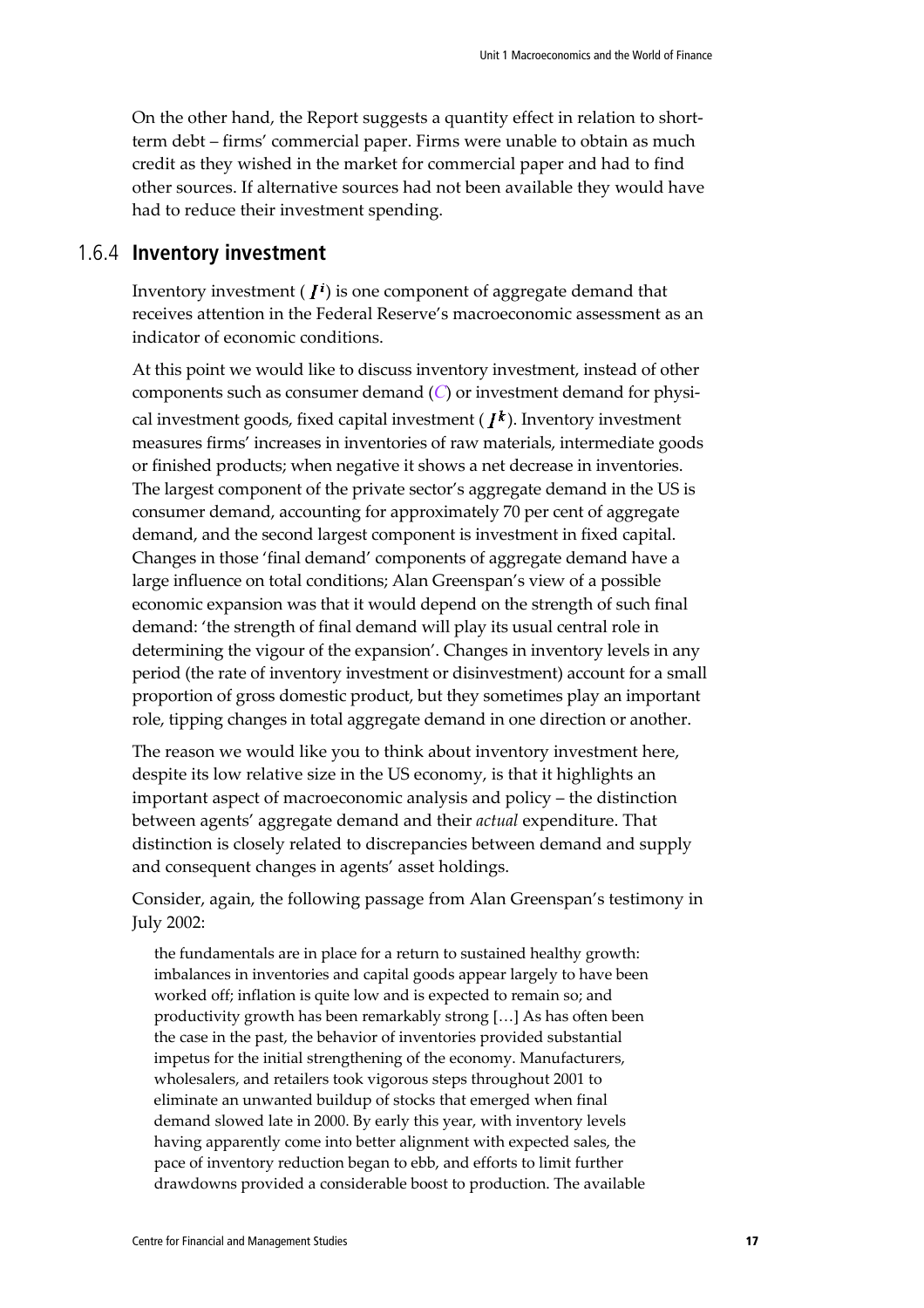On the other hand, the Report suggests a quantity effect in relation to short-term debt – firms' commercial paper. Firms were unable to obtain as much credit as they wished in the market for commercial paper and had to find other sources. If alternative sources had not been available they would have had to reduce their investment spending.

## 1.6.4 Inventory investment

Inventory investment ( $I^i$) is one component of aggregate demand that receives attention in the Federal Reserve's macroeconomic assessment as an indicator of economic conditions.

At this point we would like to discuss inventory investment, instead of other components such as consumer demand ($C$) or investment demand for physical investment goods, fixed capital investment ( $I^k$). Inventory investment measures firms' increases in inventories of raw materials, intermediate goods or finished products; when negative it shows a net decrease in inventories. The largest component of the private sector's aggregate demand in the US is consumer demand, accounting for approximately 70 per cent of aggregate demand, and the second largest component is investment in fixed capital. Changes in those 'final demand' components of aggregate demand have a large influence on total conditions; Alan Greenspan's view of a possible economic expansion was that it would depend on the strength of such final demand: 'the strength of final demand will play its usual central role in determining the vigour of the expansion'. Changes in inventory levels in any period (the rate of inventory investment or disinvestment) account for a small proportion of gross domestic product, but they sometimes play an important role, tipping changes in total aggregate demand in one direction or another.

The reason we would like you to think about inventory investment here, despite its low relative size in the US economy, is that it highlights an important aspect of macroeconomic analysis and policy – the distinction between agents' aggregate demand and their *actual* expenditure. That distinction is closely related to discrepancies between demand and supply and consequent changes in agents' asset holdings.

Consider, again, the following passage from Alan Greenspan's testimony in July 2002:

> the fundamentals are in place for a return to sustained healthy growth: imbalances in inventories and capital goods appear largely to have been worked off; inflation is quite low and is expected to remain so; and productivity growth has been remarkably strong […] As has often been the case in the past, the behavior of inventories provided substantial impetus for the initial strengthening of the economy. Manufacturers, wholesalers, and retailers took vigorous steps throughout 2001 to eliminate an unwanted buildup of stocks that emerged when final demand slowed late in 2000. By early this year, with inventory levels having apparently come into better alignment with expected sales, the pace of inventory reduction began to ebb, and efforts to limit further drawdowns provided a considerable boost to production. The available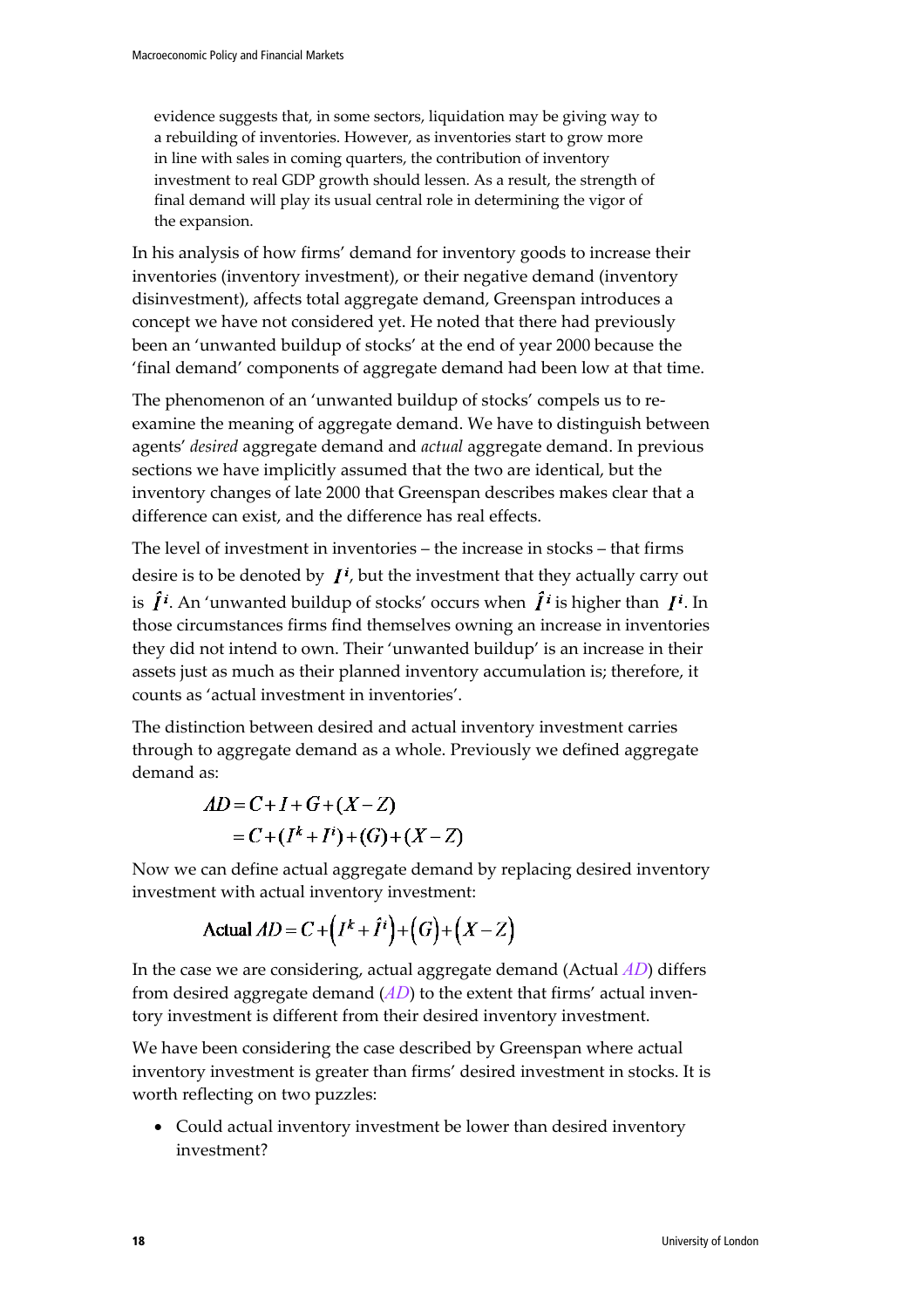> evidence suggests that, in some sectors, liquidation may be giving way to a rebuilding of inventories. However, as inventories start to grow more in line with sales in coming quarters, the contribution of inventory investment to real GDP growth should lessen. As a result, the strength of final demand will play its usual central role in determining the vigor of the expansion.

In his analysis of how firms' demand for inventory goods to increase their inventories (inventory investment), or their negative demand (inventory disinvestment), affects total aggregate demand, Greenspan introduces a concept we have not considered yet. He noted that there had previously been an 'unwanted buildup of stocks' at the end of year 2000 because the 'final demand' components of aggregate demand had been low at that time.

The phenomenon of an 'unwanted buildup of stocks' compels us to re-examine the meaning of aggregate demand. We have to distinguish between agents' *desired* aggregate demand and *actual* aggregate demand. In previous sections we have implicitly assumed that the two are identical, but the inventory changes of late 2000 that Greenspan describes makes clear that a difference can exist, and the difference has real effects.

The level of investment in inventories – the increase in stocks – that firms desire is to be denoted by $I^i$, but the investment that they actually carry out is $\hat{I}^i$. An 'unwanted buildup of stocks' occurs when $\hat{I}^i$ is higher than $I^i$. In those circumstances firms find themselves owning an increase in inventories they did not intend to own. Their 'unwanted buildup' is an increase in their assets just as much as their planned inventory accumulation is; therefore, it counts as 'actual investment in inventories'.

The distinction between desired and actual inventory investment carries through to aggregate demand as a whole. Previously we defined aggregate demand as:

$$
\begin{aligned}
AD &= C + I + G + (X - Z) \\
&= C + (I^k + I^i) + (G) + (X - Z)
\end{aligned}
$$

Now we can define actual aggregate demand by replacing desired inventory investment with actual inventory investment:

$$\text{Actual } AD = C + \left(I^k + \hat{I}^i\right) + \left(G\right) + \left(X - Z\right)$$

In the case we are considering, actual aggregate demand (Actual $AD$) differs from desired aggregate demand ($AD$) to the extent that firms' actual inventory investment is different from their desired inventory investment.

We have been considering the case described by Greenspan where actual inventory investment is greater than firms' desired investment in stocks. It is worth reflecting on two puzzles:

- Could actual inventory investment be lower than desired inventory investment?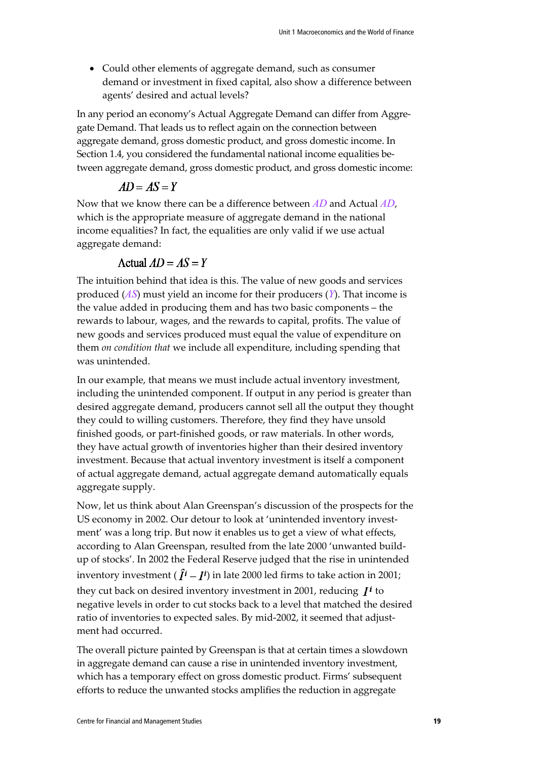- Could other elements of aggregate demand, such as consumer demand or investment in fixed capital, also show a difference between agents' desired and actual levels?

In any period an economy's Actual Aggregate Demand can differ from Aggregate Demand. That leads us to reflect again on the connection between aggregate demand, gross domestic product, and gross domestic income. In Section 1.4, you considered the fundamental national income equalities between aggregate demand, gross domestic product, and gross domestic income:

$$AD = AS = Y$$

Now that we know there can be a difference between $AD$ and Actual $AD$, which is the appropriate measure of aggregate demand in the national income equalities? In fact, the equalities are only valid if we use actual aggregate demand:

$$\text{Actual } AD = AS = Y$$

The intuition behind that idea is this. The value of new goods and services produced ($AS$) must yield an income for their producers ($Y$). That income is the value added in producing them and has two basic components – the rewards to labour, wages, and the rewards to capital, profits. The value of new goods and services produced must equal the value of expenditure on them *on condition that* we include all expenditure, including spending that was unintended.

In our example, that means we must include actual inventory investment, including the unintended component. If output in any period is greater than desired aggregate demand, producers cannot sell all the output they thought they could to willing customers. Therefore, they find they have unsold finished goods, or part-finished goods, or raw materials. In other words, they have actual growth of inventories higher than their desired inventory investment. Because that actual inventory investment is itself a component of actual aggregate demand, actual aggregate demand automatically equals aggregate supply.

Now, let us think about Alan Greenspan's discussion of the prospects for the US economy in 2002. Our detour to look at 'unintended inventory investment' was a long trip. But now it enables us to get a view of what effects, according to Alan Greenspan, resulted from the late 2000 'unwanted build-up of stocks'. In 2002 the Federal Reserve judged that the rise in unintended inventory investment ($\hat{I}^i - I^i$) in late 2000 led firms to take action in 2001; they cut back on desired inventory investment in 2001, reducing $I^i$ to negative levels in order to cut stocks back to a level that matched the desired ratio of inventories to expected sales. By mid-2002, it seemed that adjustment had occurred.

The overall picture painted by Greenspan is that at certain times a slowdown in aggregate demand can cause a rise in unintended inventory investment, which has a temporary effect on gross domestic product. Firms' subsequent efforts to reduce the unwanted stocks amplifies the reduction in aggregate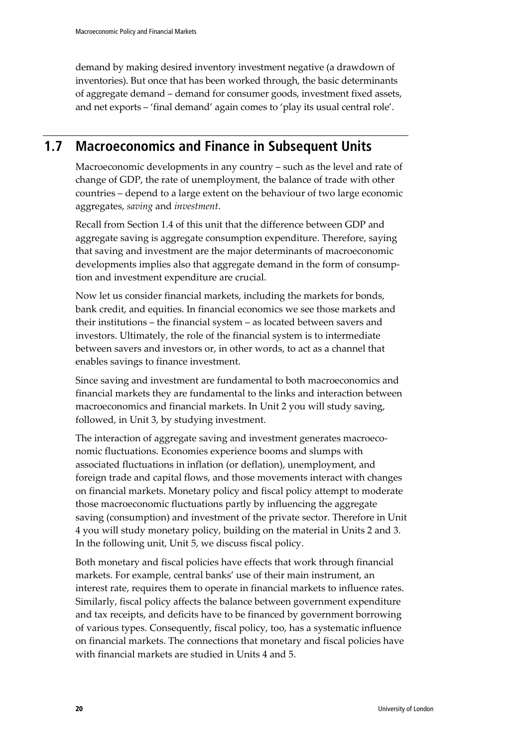demand by making desired inventory investment negative (a drawdown of inventories). But once that has been worked through, the basic determinants of aggregate demand – demand for consumer goods, investment fixed assets, and net exports – 'final demand' again comes to 'play its usual central role'.

## 1.7 Macroeconomics and Finance in Subsequent Units

Macroeconomic developments in any country – such as the level and rate of change of GDP, the rate of unemployment, the balance of trade with other countries – depend to a large extent on the behaviour of two large economic aggregates, *saving* and *investment*.

Recall from Section 1.4 of this unit that the difference between GDP and aggregate saving is aggregate consumption expenditure. Therefore, saying that saving and investment are the major determinants of macroeconomic developments implies also that aggregate demand in the form of consumption and investment expenditure are crucial.

Now let us consider financial markets, including the markets for bonds, bank credit, and equities. In financial economics we see those markets and their institutions – the financial system – as located between savers and investors. Ultimately, the role of the financial system is to intermediate between savers and investors or, in other words, to act as a channel that enables savings to finance investment.

Since saving and investment are fundamental to both macroeconomics and financial markets they are fundamental to the links and interaction between macroeconomics and financial markets. In Unit 2 you will study saving, followed, in Unit 3, by studying investment.

The interaction of aggregate saving and investment generates macroeconomic fluctuations. Economies experience booms and slumps with associated fluctuations in inflation (or deflation), unemployment, and foreign trade and capital flows, and those movements interact with changes on financial markets. Monetary policy and fiscal policy attempt to moderate those macroeconomic fluctuations partly by influencing the aggregate saving (consumption) and investment of the private sector. Therefore in Unit 4 you will study monetary policy, building on the material in Units 2 and 3. In the following unit, Unit 5, we discuss fiscal policy.

Both monetary and fiscal policies have effects that work through financial markets. For example, central banks' use of their main instrument, an interest rate, requires them to operate in financial markets to influence rates. Similarly, fiscal policy affects the balance between government expenditure and tax receipts, and deficits have to be financed by government borrowing of various types. Consequently, fiscal policy, too, has a systematic influence on financial markets. The connections that monetary and fiscal policies have with financial markets are studied in Units 4 and 5.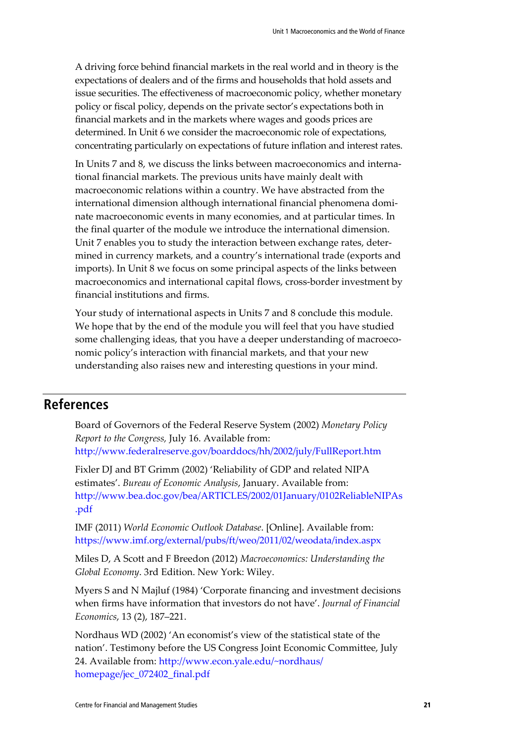A driving force behind financial markets in the real world and in theory is the expectations of dealers and of the firms and households that hold assets and issue securities. The effectiveness of macroeconomic policy, whether monetary policy or fiscal policy, depends on the private sector's expectations both in financial markets and in the markets where wages and goods prices are determined. In Unit 6 we consider the macroeconomic role of expectations, concentrating particularly on expectations of future inflation and interest rates.

In Units 7 and 8, we discuss the links between macroeconomics and international financial markets. The previous units have mainly dealt with macroeconomic relations within a country. We have abstracted from the international dimension although international financial phenomena dominate macroeconomic events in many economies, and at particular times. In the final quarter of the module we introduce the international dimension. Unit 7 enables you to study the interaction between exchange rates, determined in currency markets, and a country's international trade (exports and imports). In Unit 8 we focus on some principal aspects of the links between macroeconomics and international capital flows, cross-border investment by financial institutions and firms.

Your study of international aspects in Units 7 and 8 conclude this module. We hope that by the end of the module you will feel that you have studied some challenging ideas, that you have a deeper understanding of macroeconomic policy's interaction with financial markets, and that your new understanding also raises new and interesting questions in your mind.

## References

Board of Governors of the Federal Reserve System (2002) *Monetary Policy Report to the Congress,* July 16. Available from: http://www.federalreserve.gov/boarddocs/hh/2002/july/FullReport.htm

Fixler DJ and BT Grimm (2002) 'Reliability of GDP and related NIPA estimates'. *Bureau of Economic Analysis*, January. Available from: http://www.bea.doc.gov/bea/ARTICLES/2002/01January/0102ReliableNIPAs.pdf

IMF (2011) *World Economic Outlook Database*. [Online]. Available from: https://www.imf.org/external/pubs/ft/weo/2011/02/weodata/index.aspx

Miles D, A Scott and F Breedon (2012) *Macroeconomics: Understanding the Global Economy*. 3rd Edition. New York: Wiley.

Myers S and N Majluf (1984) 'Corporate financing and investment decisions when firms have information that investors do not have'. *Journal of Financial Economics*, 13 (2), 187–221.

Nordhaus WD (2002) 'An economist's view of the statistical state of the nation'. Testimony before the US Congress Joint Economic Committee, July 24. Available from: http://www.econ.yale.edu/~nordhaus/homepage/jec_072402_final.pdf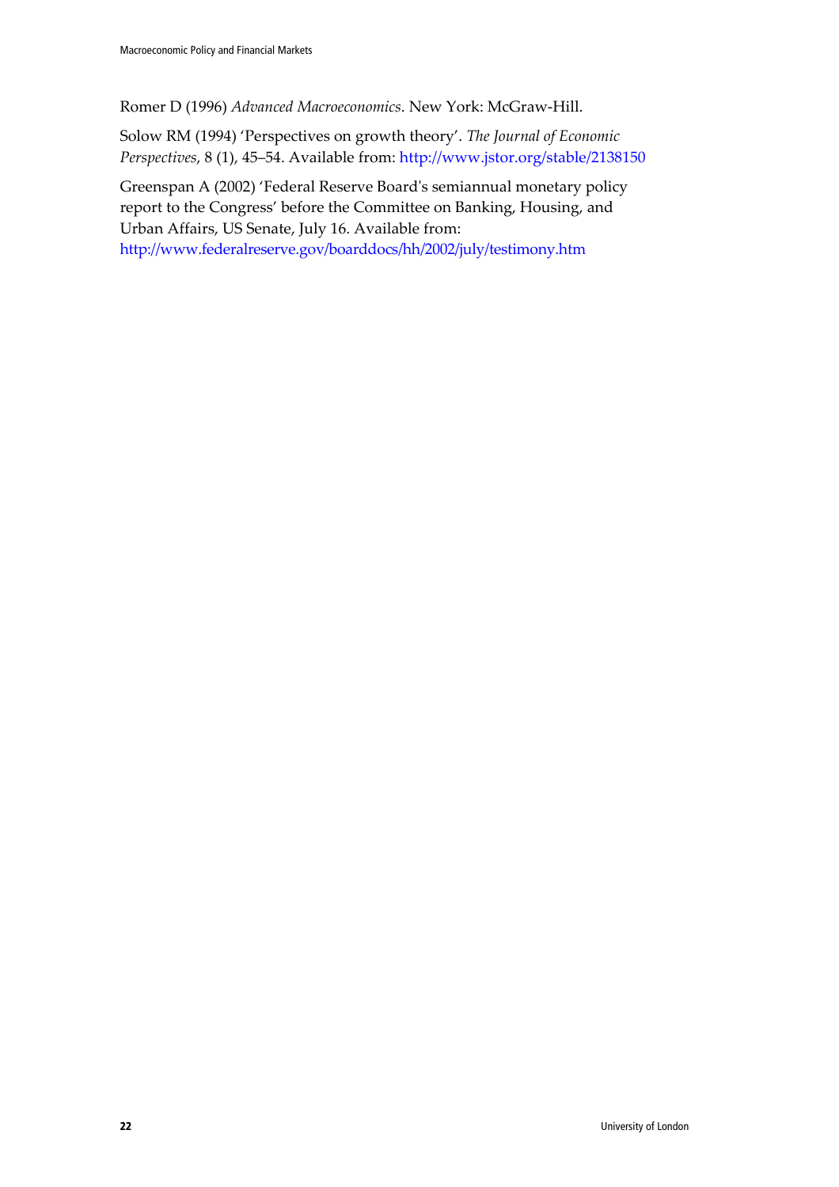Romer D (1996) *Advanced Macroeconomics*. New York: McGraw-Hill.

Solow RM (1994) 'Perspectives on growth theory'. *The Journal of Economic Perspectives*, 8 (1), 45–54. Available from: http://www.jstor.org/stable/2138150

Greenspan A (2002) 'Federal Reserve Board's semiannual monetary policy report to the Congress' before the Committee on Banking, Housing, and Urban Affairs, US Senate, July 16. Available from: http://www.federalreserve.gov/boarddocs/hh/2002/july/testimony.htm